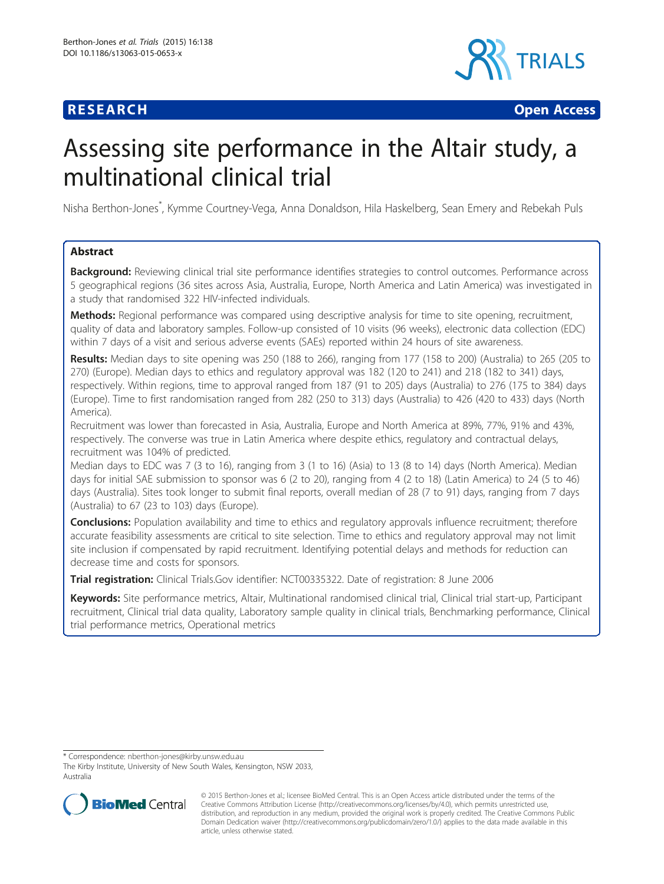**RESEARCH Open Access**

# Assessing site performance in the Altair study, a multinational clinical trial

Nisha Berthon-Jones[*], Kymme Courtney-Vega, Anna Donaldson, Hila Haskelberg, Sean Emery and Rebekah Puls

## Abstract

**Background:** Reviewing clinical trial site performance identifies strategies to control outcomes. Performance across 5 geographical regions (36 sites across Asia, Australia, Europe, North America and Latin America) was investigated in a study that randomised 322 HIV-infected individuals.

**Methods:** Regional performance was compared using descriptive analysis for time to site opening, recruitment, quality of data and laboratory samples. Follow-up consisted of 10 visits (96 weeks), electronic data collection (EDC) within 7 days of a visit and serious adverse events (SAEs) reported within 24 hours of site awareness.

**Results:** Median days to site opening was 250 (188 to 266), ranging from 177 (158 to 200) (Australia) to 265 (205 to 270) (Europe). Median days to ethics and regulatory approval was 182 (120 to 241) and 218 (182 to 341) days, respectively. Within regions, time to approval ranged from 187 (91 to 205) days (Australia) to 276 (175 to 384) days (Europe). Time to first randomisation ranged from 282 (250 to 313) days (Australia) to 426 (420 to 433) days (North America).

Recruitment was lower than forecasted in Asia, Australia, Europe and North America at 89%, 77%, 91% and 43%, respectively. The converse was true in Latin America where despite ethics, regulatory and contractual delays, recruitment was 104% of predicted.

Median days to EDC was 7 (3 to 16), ranging from 3 (1 to 16) (Asia) to 13 (8 to 14) days (North America). Median days for initial SAE submission to sponsor was 6 (2 to 20), ranging from 4 (2 to 18) (Latin America) to 24 (5 to 46) days (Australia). Sites took longer to submit final reports, overall median of 28 (7 to 91) days, ranging from 7 days (Australia) to 67 (23 to 103) days (Europe).

**Conclusions:** Population availability and time to ethics and regulatory approvals influence recruitment; therefore accurate feasibility assessments are critical to site selection. Time to ethics and regulatory approval may not limit site inclusion if compensated by rapid recruitment. Identifying potential delays and methods for reduction can decrease time and costs for sponsors.

**Trial registration:** Clinical Trials.Gov identifier: NCT00335322. Date of registration: 8 June 2006

**Keywords:** Site performance metrics, Altair, Multinational randomised clinical trial, Clinical trial start-up, Participant recruitment, Clinical trial data quality, Laboratory sample quality in clinical trials, Benchmarking performance, Clinical trial performance metrics, Operational metrics

---

[*] Correspondence: nberthon-jones@kirby.unsw.edu.au
The Kirby Institute, University of New South Wales, Kensington, NSW 2033, Australia

© 2015 Berthon-Jones et al.; licensee BioMed Central. This is an Open Access article distributed under the terms of the Creative Commons Attribution License (http://creativecommons.org/licenses/by/4.0), which permits unrestricted use, distribution, and reproduction in any medium, provided the original work is properly credited. The Creative Commons Public Domain Dedication waiver (http://creativecommons.org/publicdomain/zero/1.0/) applies to the data made available in this article, unless otherwise stated.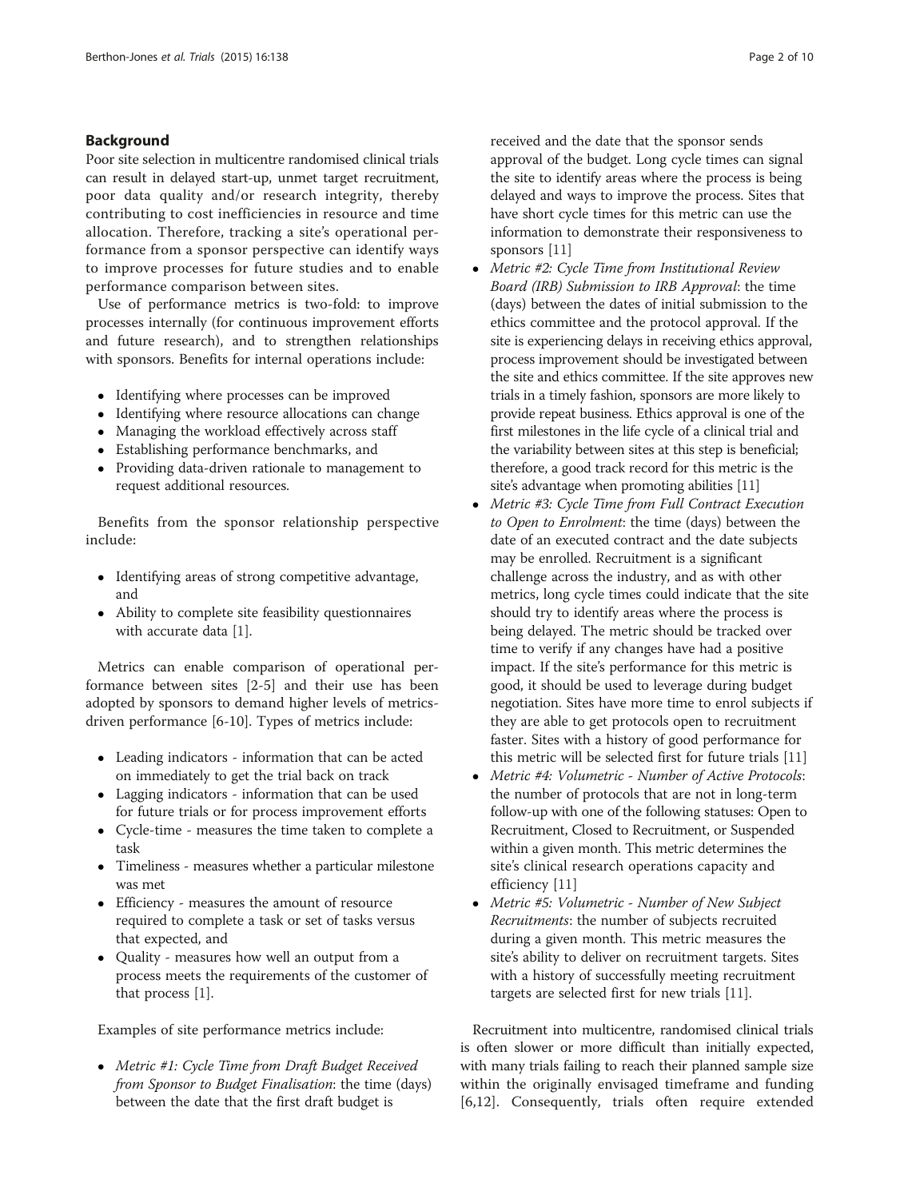## Background

Poor site selection in multicentre randomised clinical trials can result in delayed start-up, unmet target recruitment, poor data quality and/or research integrity, thereby contributing to cost inefficiencies in resource and time allocation. Therefore, tracking a site's operational performance from a sponsor perspective can identify ways to improve processes for future studies and to enable performance comparison between sites.

Use of performance metrics is two-fold: to improve processes internally (for continuous improvement efforts and future research), and to strengthen relationships with sponsors. Benefits for internal operations include:

- Identifying where processes can be improved
- Identifying where resource allocations can change
- Managing the workload effectively across staff
- Establishing performance benchmarks, and
- Providing data-driven rationale to management to request additional resources.

Benefits from the sponsor relationship perspective include:

- Identifying areas of strong competitive advantage, and
- Ability to complete site feasibility questionnaires with accurate data [1].

Metrics can enable comparison of operational performance between sites [2-5] and their use has been adopted by sponsors to demand higher levels of metrics-driven performance [6-10]. Types of metrics include:

- Leading indicators - information that can be acted on immediately to get the trial back on track
- Lagging indicators - information that can be used for future trials or for process improvement efforts
- Cycle-time - measures the time taken to complete a task
- Timeliness - measures whether a particular milestone was met
- Efficiency - measures the amount of resource required to complete a task or set of tasks versus that expected, and
- Quality - measures how well an output from a process meets the requirements of the customer of that process [1].

Examples of site performance metrics include:

- *Metric #1: Cycle Time from Draft Budget Received from Sponsor to Budget Finalisation*: the time (days) between the date that the first draft budget is received and the date that the sponsor sends approval of the budget. Long cycle times can signal the site to identify areas where the process is being delayed and ways to improve the process. Sites that have short cycle times for this metric can use the information to demonstrate their responsiveness to sponsors [11]
- *Metric #2: Cycle Time from Institutional Review Board (IRB) Submission to IRB Approval*: the time (days) between the dates of initial submission to the ethics committee and the protocol approval. If the site is experiencing delays in receiving ethics approval, process improvement should be investigated between the site and ethics committee. If the site approves new trials in a timely fashion, sponsors are more likely to provide repeat business. Ethics approval is one of the first milestones in the life cycle of a clinical trial and the variability between sites at this step is beneficial; therefore, a good track record for this metric is the site's advantage when promoting abilities [11]
- *Metric #3: Cycle Time from Full Contract Execution to Open to Enrolment*: the time (days) between the date of an executed contract and the date subjects may be enrolled. Recruitment is a significant challenge across the industry, and as with other metrics, long cycle times could indicate that the site should try to identify areas where the process is being delayed. The metric should be tracked over time to verify if any changes have had a positive impact. If the site's performance for this metric is good, it should be used to leverage during budget negotiation. Sites have more time to enrol subjects if they are able to get protocols open to recruitment faster. Sites with a history of good performance for this metric will be selected first for future trials [11]
- *Metric #4: Volumetric - Number of Active Protocols*: the number of protocols that are not in long-term follow-up with one of the following statuses: Open to Recruitment, Closed to Recruitment, or Suspended within a given month. This metric determines the site's clinical research operations capacity and efficiency [11]
- *Metric #5: Volumetric - Number of New Subject Recruitments*: the number of subjects recruited during a given month. This metric measures the site's ability to deliver on recruitment targets. Sites with a history of successfully meeting recruitment targets are selected first for new trials [11].

Recruitment into multicentre, randomised clinical trials is often slower or more difficult than initially expected, with many trials failing to reach their planned sample size within the originally envisaged timeframe and funding [6,12]. Consequently, trials often require extended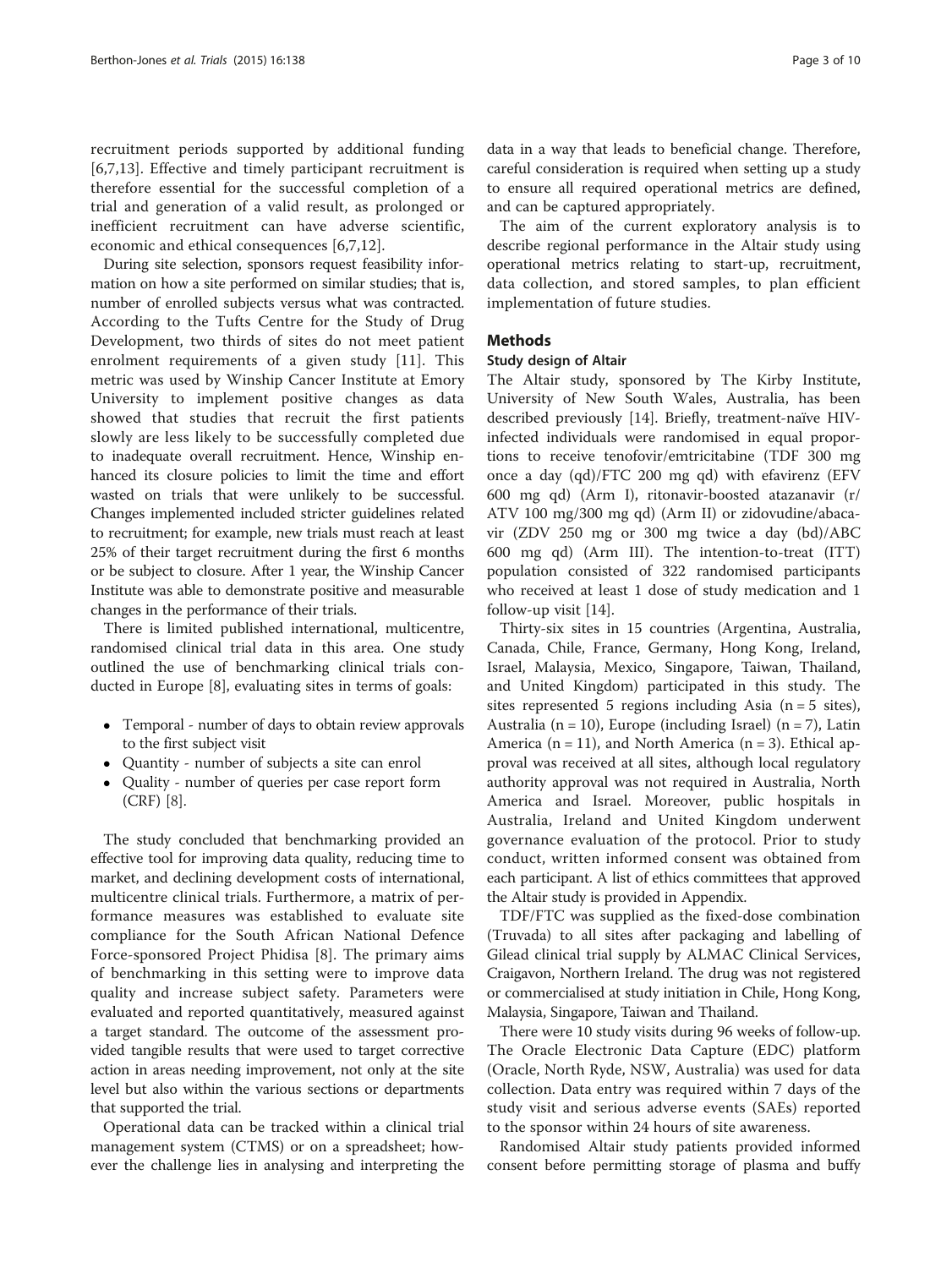recruitment periods supported by additional funding [6,7,13]. Effective and timely participant recruitment is therefore essential for the successful completion of a trial and generation of a valid result, as prolonged or inefficient recruitment can have adverse scientific, economic and ethical consequences [6,7,12].

During site selection, sponsors request feasibility information on how a site performed on similar studies; that is, number of enrolled subjects versus what was contracted. According to the Tufts Centre for the Study of Drug Development, two thirds of sites do not meet patient enrolment requirements of a given study [11]. This metric was used by Winship Cancer Institute at Emory University to implement positive changes as data showed that studies that recruit the first patients slowly are less likely to be successfully completed due to inadequate overall recruitment. Hence, Winship enhanced its closure policies to limit the time and effort wasted on trials that were unlikely to be successful. Changes implemented included stricter guidelines related to recruitment; for example, new trials must reach at least 25% of their target recruitment during the first 6 months or be subject to closure. After 1 year, the Winship Cancer Institute was able to demonstrate positive and measurable changes in the performance of their trials.

There is limited published international, multicentre, randomised clinical trial data in this area. One study outlined the use of benchmarking clinical trials conducted in Europe [8], evaluating sites in terms of goals:

- Temporal - number of days to obtain review approvals to the first subject visit
- Quantity - number of subjects a site can enrol
- Quality - number of queries per case report form (CRF) [8].

The study concluded that benchmarking provided an effective tool for improving data quality, reducing time to market, and declining development costs of international, multicentre clinical trials. Furthermore, a matrix of performance measures was established to evaluate site compliance for the South African National Defence Force-sponsored Project Phidisa [8]. The primary aims of benchmarking in this setting were to improve data quality and increase subject safety. Parameters were evaluated and reported quantitatively, measured against a target standard. The outcome of the assessment provided tangible results that were used to target corrective action in areas needing improvement, not only at the site level but also within the various sections or departments that supported the trial.

Operational data can be tracked within a clinical trial management system (CTMS) or on a spreadsheet; however the challenge lies in analysing and interpreting the data in a way that leads to beneficial change. Therefore, careful consideration is required when setting up a study to ensure all required operational metrics are defined, and can be captured appropriately.

The aim of the current exploratory analysis is to describe regional performance in the Altair study using operational metrics relating to start-up, recruitment, data collection, and stored samples, to plan efficient implementation of future studies.

## Methods

### Study design of Altair

The Altair study, sponsored by The Kirby Institute, University of New South Wales, Australia, has been described previously [14]. Briefly, treatment-naïve HIV-infected individuals were randomised in equal proportions to receive tenofovir/emtricitabine (TDF 300 mg once a day (qd)/FTC 200 mg qd) with efavirenz (EFV 600 mg qd) (Arm I), ritonavir-boosted atazanavir (r/ATV 100 mg/300 mg qd) (Arm II) or zidovudine/abacavir (ZDV 250 mg or 300 mg twice a day (bd)/ABC 600 mg qd) (Arm III). The intention-to-treat (ITT) population consisted of 322 randomised participants who received at least 1 dose of study medication and 1 follow-up visit [14].

Thirty-six sites in 15 countries (Argentina, Australia, Canada, Chile, France, Germany, Hong Kong, Ireland, Israel, Malaysia, Mexico, Singapore, Taiwan, Thailand, and United Kingdom) participated in this study. The sites represented 5 regions including Asia (n = 5 sites), Australia (n = 10), Europe (including Israel) (n = 7), Latin America (n = 11), and North America (n = 3). Ethical approval was received at all sites, although local regulatory authority approval was not required in Australia, North America and Israel. Moreover, public hospitals in Australia, Ireland and United Kingdom underwent governance evaluation of the protocol. Prior to study conduct, written informed consent was obtained from each participant. A list of ethics committees that approved the Altair study is provided in Appendix.

TDF/FTC was supplied as the fixed-dose combination (Truvada) to all sites after packaging and labelling of Gilead clinical trial supply by ALMAC Clinical Services, Craigavon, Northern Ireland. The drug was not registered or commercialised at study initiation in Chile, Hong Kong, Malaysia, Singapore, Taiwan and Thailand.

There were 10 study visits during 96 weeks of follow-up. The Oracle Electronic Data Capture (EDC) platform (Oracle, North Ryde, NSW, Australia) was used for data collection. Data entry was required within 7 days of the study visit and serious adverse events (SAEs) reported to the sponsor within 24 hours of site awareness.

Randomised Altair study patients provided informed consent before permitting storage of plasma and buffy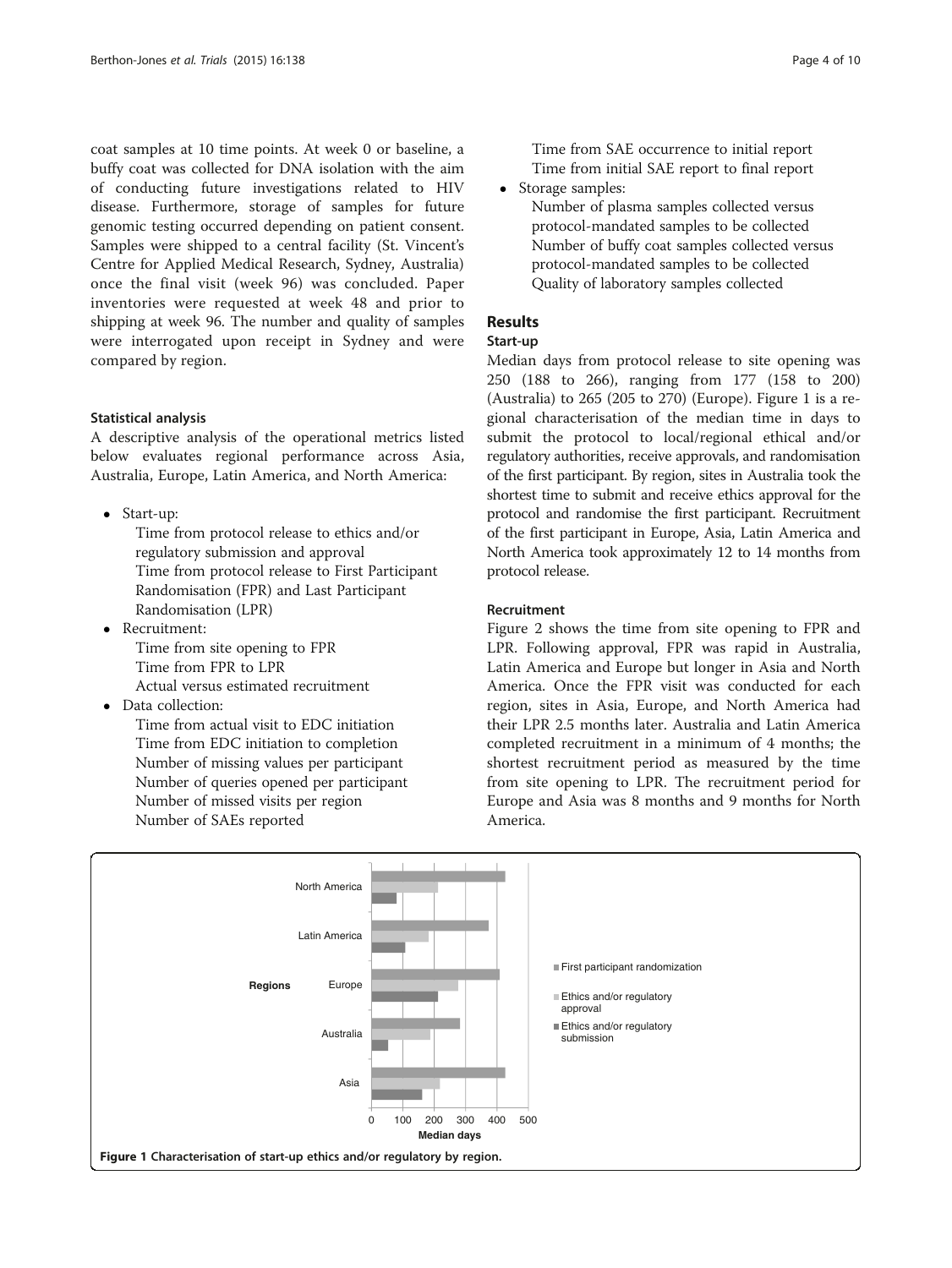coat samples at 10 time points. At week 0 or baseline, a buffy coat was collected for DNA isolation with the aim of conducting future investigations related to HIV disease. Furthermore, storage of samples for future genomic testing occurred depending on patient consent. Samples were shipped to a central facility (St. Vincent's Centre for Applied Medical Research, Sydney, Australia) once the final visit (week 96) was concluded. Paper inventories were requested at week 48 and prior to shipping at week 96. The number and quality of samples were interrogated upon receipt in Sydney and were compared by region.

### Statistical analysis

A descriptive analysis of the operational metrics listed below evaluates regional performance across Asia, Australia, Europe, Latin America, and North America:

- Start-up:
  - Time from protocol release to ethics and/or regulatory submission and approval
  - Time from protocol release to First Participant Randomisation (FPR) and Last Participant Randomisation (LPR)
- Recruitment:
  - Time from site opening to FPR
  - Time from FPR to LPR
  - Actual versus estimated recruitment
- Data collection:
  - Time from actual visit to EDC initiation
  - Time from EDC initiation to completion
  - Number of missing values per participant
  - Number of queries opened per participant
  - Number of missed visits per region
  - Number of SAEs reported
  - Time from SAE occurrence to initial report
  - Time from initial SAE report to final report
- Storage samples:
  - Number of plasma samples collected versus protocol-mandated samples to be collected
  - Number of buffy coat samples collected versus protocol-mandated samples to be collected
  - Quality of laboratory samples collected

## Results

### Start-up

Median days from protocol release to site opening was 250 (188 to 266), ranging from 177 (158 to 200) (Australia) to 265 (205 to 270) (Europe). Figure 1 is a regional characterisation of the median time in days to submit the protocol to local/regional ethical and/or regulatory authorities, receive approvals, and randomisation of the first participant. By region, sites in Australia took the shortest time to submit and receive ethics approval for the protocol and randomise the first participant. Recruitment of the first participant in Europe, Asia, Latin America and North America took approximately 12 to 14 months from protocol release.

### Recruitment

Figure 2 shows the time from site opening to FPR and LPR. Following approval, FPR was rapid in Australia, Latin America and Europe but longer in Asia and North America. Once the FPR visit was conducted for each region, sites in Asia, Europe, and North America had their LPR 2.5 months later. Australia and Latin America completed recruitment in a minimum of 4 months; the shortest recruitment period as measured by the time from site opening to LPR. The recruitment period for Europe and Asia was 8 months and 9 months for North America.

**Figure 1 Characterisation of start-up ethics and/or regulatory by region.**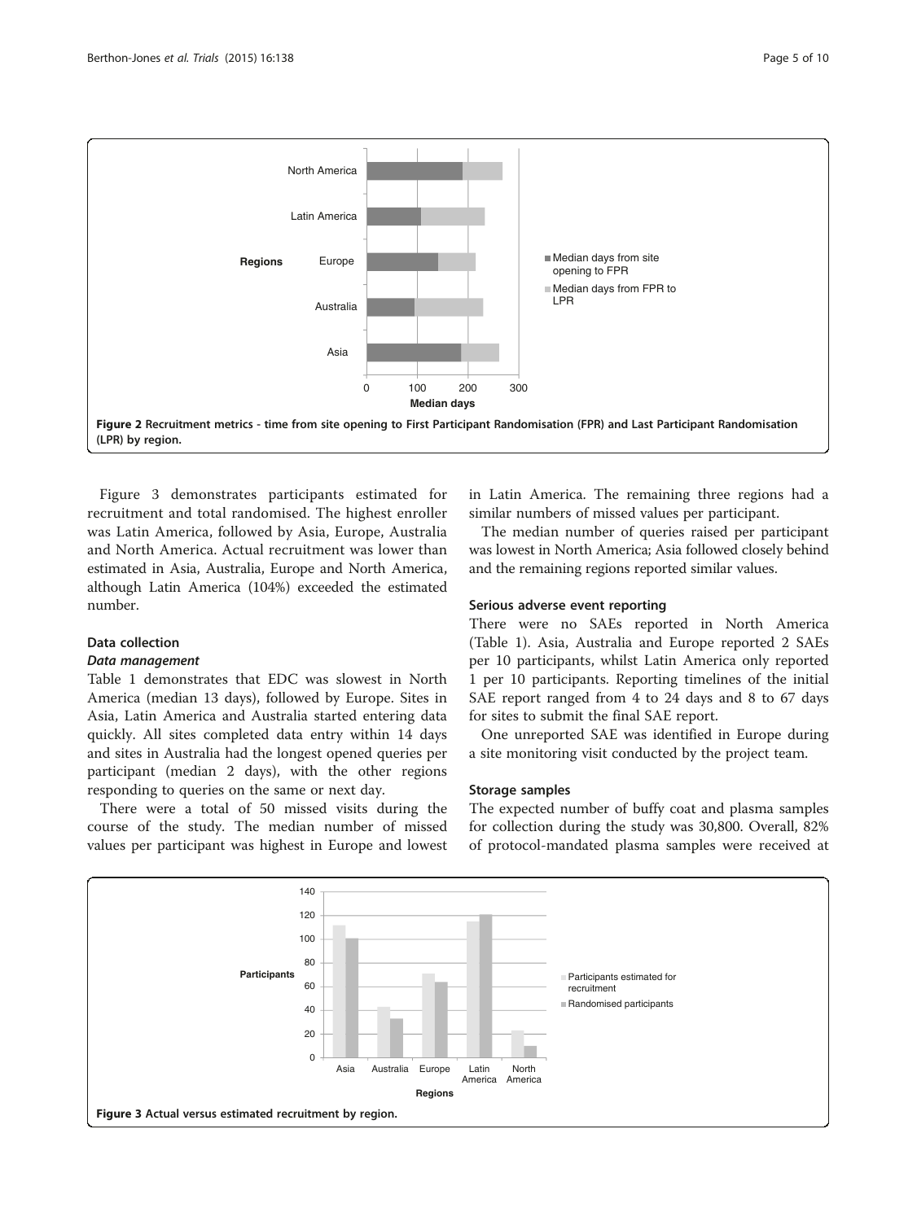Figure 2 Recruitment metrics - time from site opening to First Participant Randomisation (FPR) and Last Participant Randomisation (LPR) by region.

Figure 3 demonstrates participants estimated for recruitment and total randomised. The highest enroller was Latin America, followed by Asia, Europe, Australia and North America. Actual recruitment was lower than estimated in Asia, Australia, Europe and North America, although Latin America (104%) exceeded the estimated number.

## Data collection

### Data management

Table 1 demonstrates that EDC was slowest in North America (median 13 days), followed by Europe. Sites in Asia, Latin America and Australia started entering data quickly. All sites completed data entry within 14 days and sites in Australia had the longest opened queries per participant (median 2 days), with the other regions responding to queries on the same or next day.

There were a total of 50 missed visits during the course of the study. The median number of missed values per participant was highest in Europe and lowest in Latin America. The remaining three regions had a similar numbers of missed values per participant.

The median number of queries raised per participant was lowest in North America; Asia followed closely behind and the remaining regions reported similar values.

### Serious adverse event reporting

There were no SAEs reported in North America (Table 1). Asia, Australia and Europe reported 2 SAEs per 10 participants, whilst Latin America only reported 1 per 10 participants. Reporting timelines of the initial SAE report ranged from 4 to 24 days and 8 to 67 days for sites to submit the final SAE report.

One unreported SAE was identified in Europe during a site monitoring visit conducted by the project team.

### Storage samples

The expected number of buffy coat and plasma samples for collection during the study was 30,800. Overall, 82% of protocol-mandated plasma samples were received at

Figure 3 Actual versus estimated recruitment by region.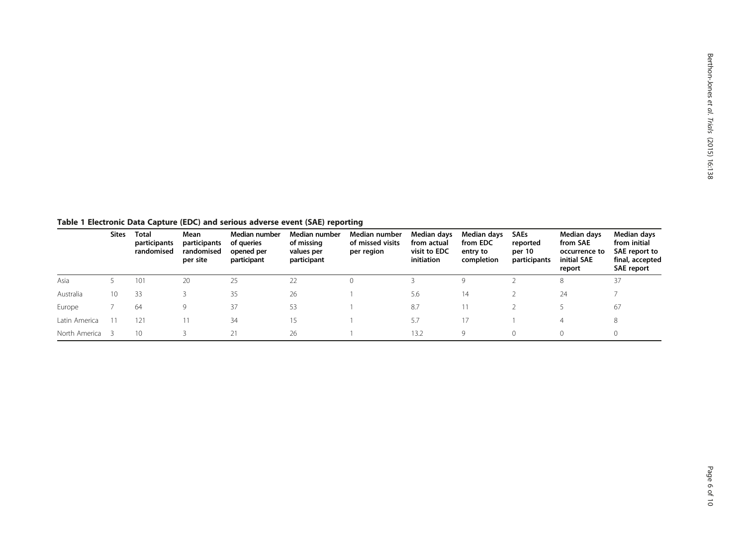**Table 1 Electronic Data Capture (EDC) and serious adverse event (SAE) reporting**

| | Sites | Total participants randomised | Mean participants randomised per site | Median number of queries opened per participant | Median number of missing values per participant | Median number of missed visits per region | Median days from actual visit to EDC initiation | Median days from EDC entry to completion | SAEs reported per 10 participants | Median days from SAE occurrence to initial SAE report | Median days from initial SAE report to final, accepted SAE report |
|---|---|---|---|---|---|---|---|---|---|---|---|
| Asia | 5 | 101 | 20 | 25 | 22 | 0 | 3 | 9 | 2 | 8 | 37 |
| Australia | 10 | 33 | 3 | 35 | 26 | 1 | 5.6 | 14 | 2 | 24 | 7 |
| Europe | 7 | 64 | 9 | 37 | 53 | 1 | 8.7 | 11 | 2 | 5 | 67 |
| Latin America | 11 | 121 | 11 | 34 | 15 | 1 | 5.7 | 17 | 1 | 4 | 8 |
| North America | 3 | 10 | 3 | 21 | 26 | 1 | 13.2 | 9 | 0 | 0 | 0 |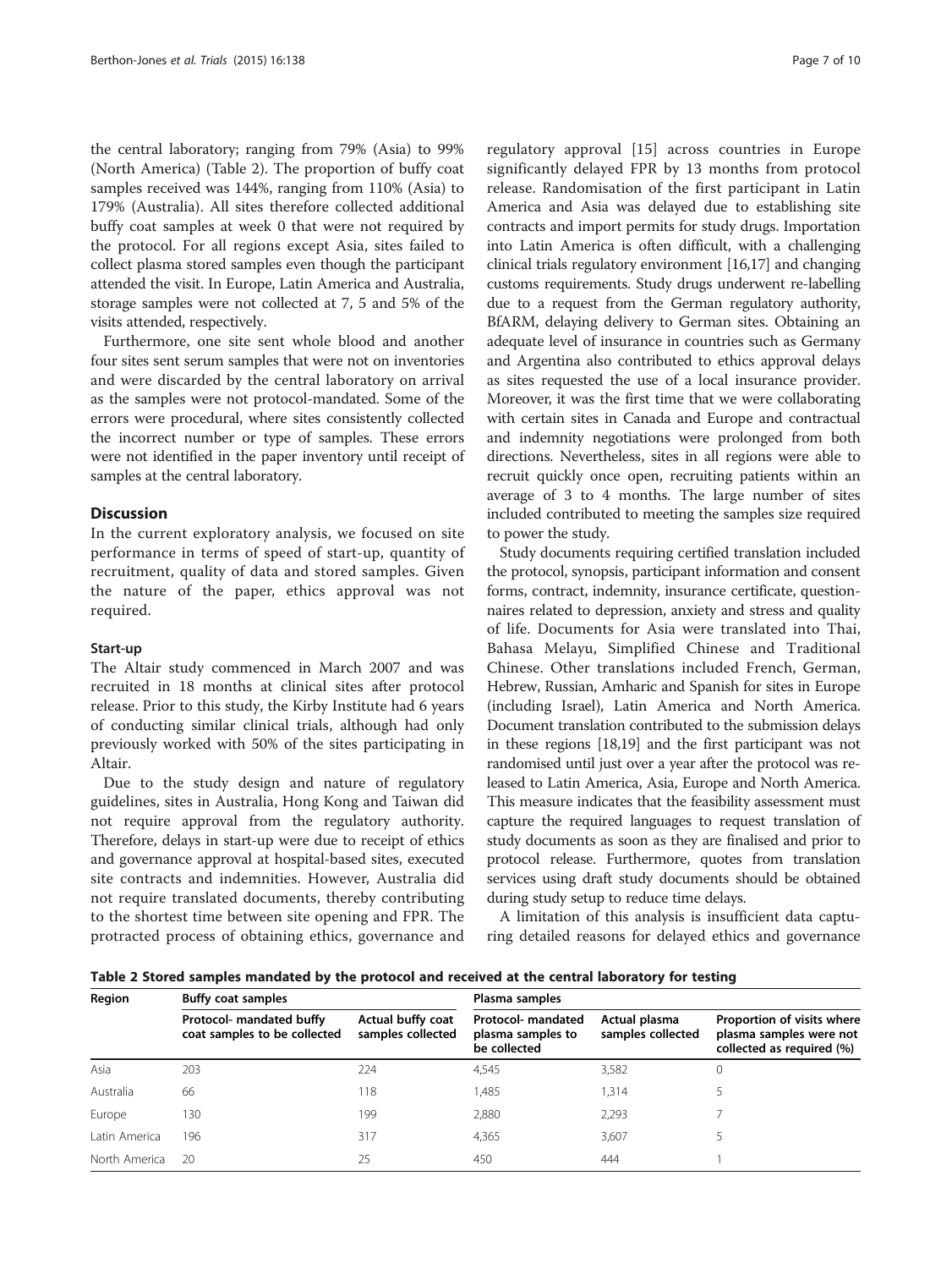the central laboratory; ranging from 79% (Asia) to 99% (North America) (Table 2). The proportion of buffy coat samples received was 144%, ranging from 110% (Asia) to 179% (Australia). All sites therefore collected additional buffy coat samples at week 0 that were not required by the protocol. For all regions except Asia, sites failed to collect plasma stored samples even though the participant attended the visit. In Europe, Latin America and Australia, storage samples were not collected at 7, 5 and 5% of the visits attended, respectively.

Furthermore, one site sent whole blood and another four sites sent serum samples that were not on inventories and were discarded by the central laboratory on arrival as the samples were not protocol-mandated. Some of the errors were procedural, where sites consistently collected the incorrect number or type of samples. These errors were not identified in the paper inventory until receipt of samples at the central laboratory.

## Discussion

In the current exploratory analysis, we focused on site performance in terms of speed of start-up, quantity of recruitment, quality of data and stored samples. Given the nature of the paper, ethics approval was not required.

### Start-up

The Altair study commenced in March 2007 and was recruited in 18 months at clinical sites after protocol release. Prior to this study, the Kirby Institute had 6 years of conducting similar clinical trials, although had only previously worked with 50% of the sites participating in Altair.

Due to the study design and nature of regulatory guidelines, sites in Australia, Hong Kong and Taiwan did not require approval from the regulatory authority. Therefore, delays in start-up were due to receipt of ethics and governance approval at hospital-based sites, executed site contracts and indemnities. However, Australia did not require translated documents, thereby contributing to the shortest time between site opening and FPR. The protracted process of obtaining ethics, governance and regulatory approval [15] across countries in Europe significantly delayed FPR by 13 months from protocol release. Randomisation of the first participant in Latin America and Asia was delayed due to establishing site contracts and import permits for study drugs. Importation into Latin America is often difficult, with a challenging clinical trials regulatory environment [16,17] and changing customs requirements. Study drugs underwent re-labelling due to a request from the German regulatory authority, BfARM, delaying delivery to German sites. Obtaining an adequate level of insurance in countries such as Germany and Argentina also contributed to ethics approval delays as sites requested the use of a local insurance provider. Moreover, it was the first time that we were collaborating with certain sites in Canada and Europe and contractual and indemnity negotiations were prolonged from both directions. Nevertheless, sites in all regions were able to recruit quickly once open, recruiting patients within an average of 3 to 4 months. The large number of sites included contributed to meeting the samples size required to power the study.

Study documents requiring certified translation included the protocol, synopsis, participant information and consent forms, contract, indemnity, insurance certificate, questionnaires related to depression, anxiety and stress and quality of life. Documents for Asia were translated into Thai, Bahasa Melayu, Simplified Chinese and Traditional Chinese. Other translations included French, German, Hebrew, Russian, Amharic and Spanish for sites in Europe (including Israel), Latin America and North America. Document translation contributed to the submission delays in these regions [18,19] and the first participant was not randomised until just over a year after the protocol was released to Latin America, Asia, Europe and North America. This measure indicates that the feasibility assessment must capture the required languages to request translation of study documents as soon as they are finalised and prior to protocol release. Furthermore, quotes from translation services using draft study documents should be obtained during study setup to reduce time delays.

A limitation of this analysis is insufficient data capturing detailed reasons for delayed ethics and governance

**Table 2 Stored samples mandated by the protocol and received at the central laboratory for testing**

| Region | Buffy coat samples | | Plasma samples | | |
|---|---|---|---|---|---|
| | Protocol- mandated buffy coat samples to be collected | Actual buffy coat samples collected | Protocol- mandated plasma samples to be collected | Actual plasma samples collected | Proportion of visits where plasma samples were not collected as required (%) |
| Asia | 203 | 224 | 4,545 | 3,582 | 0 |
| Australia | 66 | 118 | 1,485 | 1,314 | 5 |
| Europe | 130 | 199 | 2,880 | 2,293 | 7 |
| Latin America | 196 | 317 | 4,365 | 3,607 | 5 |
| North America | 20 | 25 | 450 | 444 | 1 |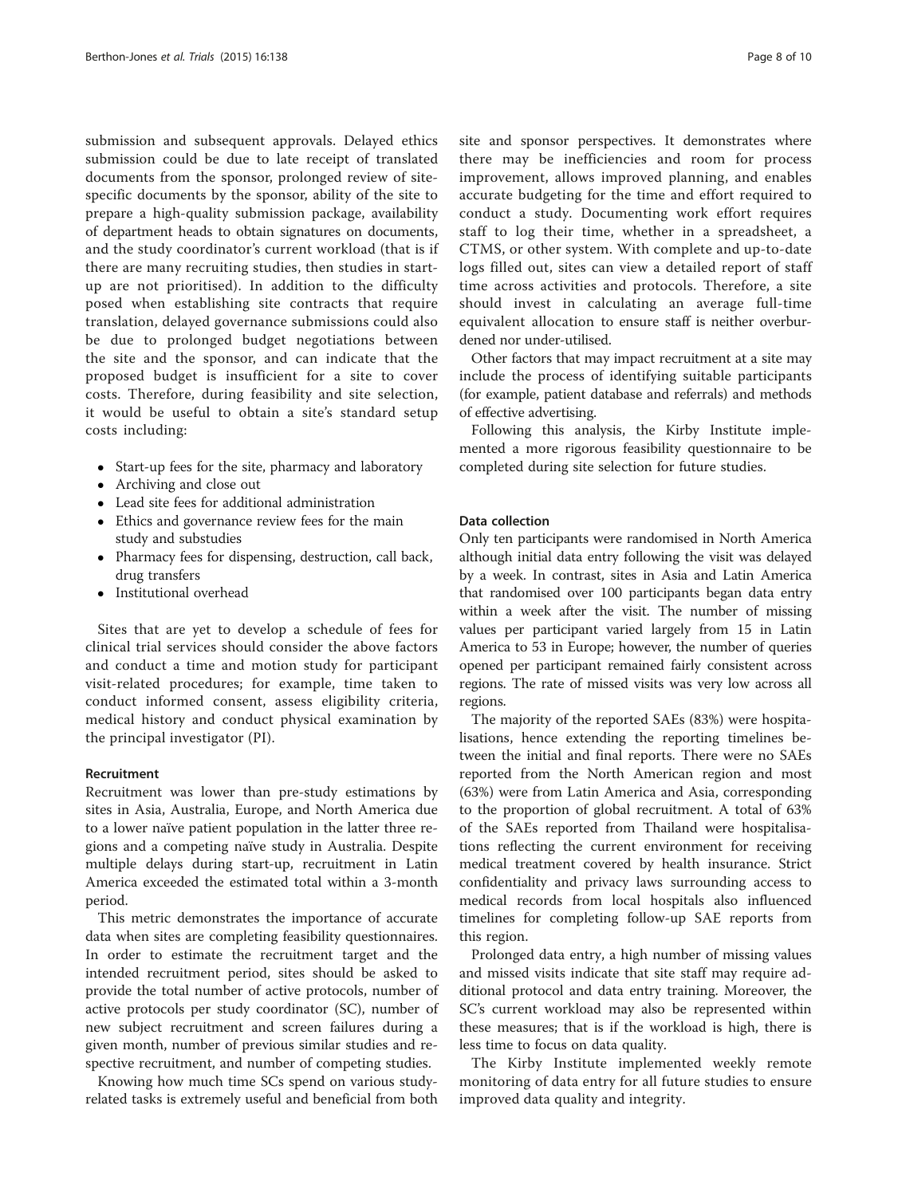submission and subsequent approvals. Delayed ethics submission could be due to late receipt of translated documents from the sponsor, prolonged review of site-specific documents by the sponsor, ability of the site to prepare a high-quality submission package, availability of department heads to obtain signatures on documents, and the study coordinator's current workload (that is if there are many recruiting studies, then studies in start-up are not prioritised). In addition to the difficulty posed when establishing site contracts that require translation, delayed governance submissions could also be due to prolonged budget negotiations between the site and the sponsor, and can indicate that the proposed budget is insufficient for a site to cover costs. Therefore, during feasibility and site selection, it would be useful to obtain a site's standard setup costs including:

- Start-up fees for the site, pharmacy and laboratory
- Archiving and close out
- Lead site fees for additional administration
- Ethics and governance review fees for the main study and substudies
- Pharmacy fees for dispensing, destruction, call back, drug transfers
- Institutional overhead

Sites that are yet to develop a schedule of fees for clinical trial services should consider the above factors and conduct a time and motion study for participant visit-related procedures; for example, time taken to conduct informed consent, assess eligibility criteria, medical history and conduct physical examination by the principal investigator (PI).

#### Recruitment

Recruitment was lower than pre-study estimations by sites in Asia, Australia, Europe, and North America due to a lower naïve patient population in the latter three regions and a competing naïve study in Australia. Despite multiple delays during start-up, recruitment in Latin America exceeded the estimated total within a 3-month period.

This metric demonstrates the importance of accurate data when sites are completing feasibility questionnaires. In order to estimate the recruitment target and the intended recruitment period, sites should be asked to provide the total number of active protocols, number of active protocols per study coordinator (SC), number of new subject recruitment and screen failures during a given month, number of previous similar studies and respective recruitment, and number of competing studies.

Knowing how much time SCs spend on various study-related tasks is extremely useful and beneficial from both site and sponsor perspectives. It demonstrates where there may be inefficiencies and room for process improvement, allows improved planning, and enables accurate budgeting for the time and effort required to conduct a study. Documenting work effort requires staff to log their time, whether in a spreadsheet, a CTMS, or other system. With complete and up-to-date logs filled out, sites can view a detailed report of staff time across activities and protocols. Therefore, a site should invest in calculating an average full-time equivalent allocation to ensure staff is neither overburdened nor under-utilised.

Other factors that may impact recruitment at a site may include the process of identifying suitable participants (for example, patient database and referrals) and methods of effective advertising.

Following this analysis, the Kirby Institute implemented a more rigorous feasibility questionnaire to be completed during site selection for future studies.

#### Data collection

Only ten participants were randomised in North America although initial data entry following the visit was delayed by a week. In contrast, sites in Asia and Latin America that randomised over 100 participants began data entry within a week after the visit. The number of missing values per participant varied largely from 15 in Latin America to 53 in Europe; however, the number of queries opened per participant remained fairly consistent across regions. The rate of missed visits was very low across all regions.

The majority of the reported SAEs (83%) were hospitalisations, hence extending the reporting timelines between the initial and final reports. There were no SAEs reported from the North American region and most (63%) were from Latin America and Asia, corresponding to the proportion of global recruitment. A total of 63% of the SAEs reported from Thailand were hospitalisations reflecting the current environment for receiving medical treatment covered by health insurance. Strict confidentiality and privacy laws surrounding access to medical records from local hospitals also influenced timelines for completing follow-up SAE reports from this region.

Prolonged data entry, a high number of missing values and missed visits indicate that site staff may require additional protocol and data entry training. Moreover, the SC's current workload may also be represented within these measures; that is if the workload is high, there is less time to focus on data quality.

The Kirby Institute implemented weekly remote monitoring of data entry for all future studies to ensure improved data quality and integrity.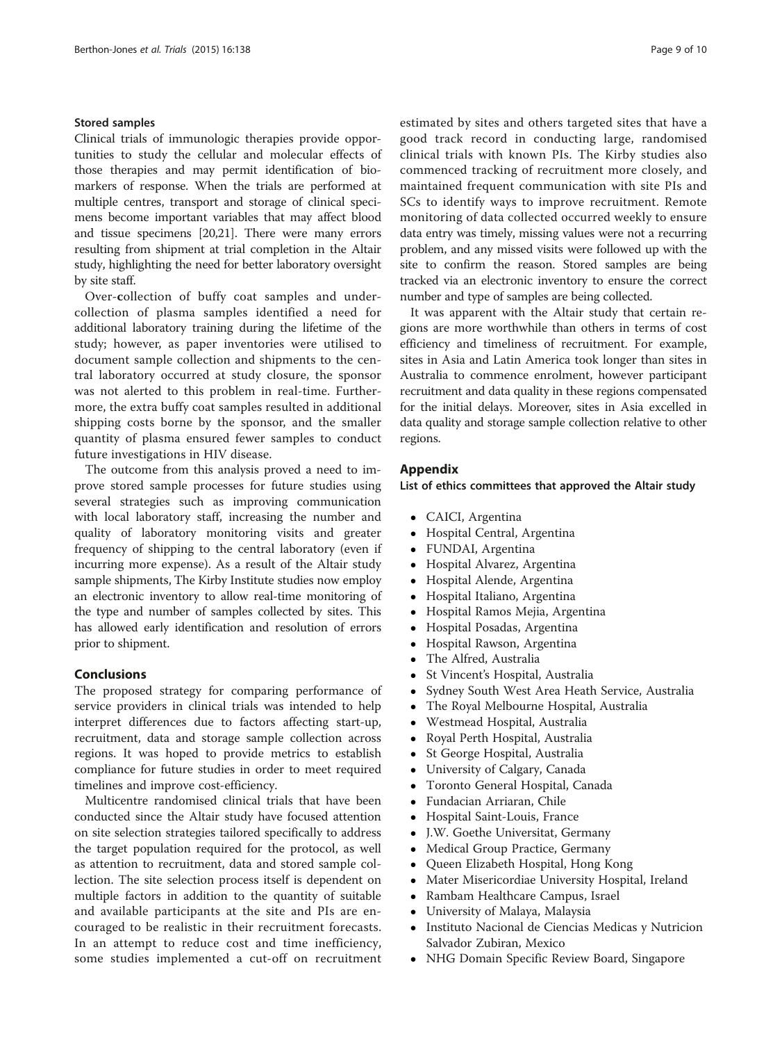### Stored samples

Clinical trials of immunologic therapies provide opportunities to study the cellular and molecular effects of those therapies and may permit identification of biomarkers of response. When the trials are performed at multiple centres, transport and storage of clinical specimens become important variables that may affect blood and tissue specimens [20,21]. There were many errors resulting from shipment at trial completion in the Altair study, highlighting the need for better laboratory oversight by site staff.

Over-collection of buffy coat samples and under-collection of plasma samples identified a need for additional laboratory training during the lifetime of the study; however, as paper inventories were utilised to document sample collection and shipments to the central laboratory occurred at study closure, the sponsor was not alerted to this problem in real-time. Furthermore, the extra buffy coat samples resulted in additional shipping costs borne by the sponsor, and the smaller quantity of plasma ensured fewer samples to conduct future investigations in HIV disease.

The outcome from this analysis proved a need to improve stored sample processes for future studies using several strategies such as improving communication with local laboratory staff, increasing the number and quality of laboratory monitoring visits and greater frequency of shipping to the central laboratory (even if incurring more expense). As a result of the Altair study sample shipments, The Kirby Institute studies now employ an electronic inventory to allow real-time monitoring of the type and number of samples collected by sites. This has allowed early identification and resolution of errors prior to shipment.

## Conclusions

The proposed strategy for comparing performance of service providers in clinical trials was intended to help interpret differences due to factors affecting start-up, recruitment, data and storage sample collection across regions. It was hoped to provide metrics to establish compliance for future studies in order to meet required timelines and improve cost-efficiency.

Multicentre randomised clinical trials that have been conducted since the Altair study have focused attention on site selection strategies tailored specifically to address the target population required for the protocol, as well as attention to recruitment, data and stored sample collection. The site selection process itself is dependent on multiple factors in addition to the quantity of suitable and available participants at the site and PIs are encouraged to be realistic in their recruitment forecasts. In an attempt to reduce cost and time inefficiency, some studies implemented a cut-off on recruitment estimated by sites and others targeted sites that have a good track record in conducting large, randomised clinical trials with known PIs. The Kirby studies also commenced tracking of recruitment more closely, and maintained frequent communication with site PIs and SCs to identify ways to improve recruitment. Remote monitoring of data collected occurred weekly to ensure data entry was timely, missing values were not a recurring problem, and any missed visits were followed up with the site to confirm the reason. Stored samples are being tracked via an electronic inventory to ensure the correct number and type of samples are being collected.

It was apparent with the Altair study that certain regions are more worthwhile than others in terms of cost efficiency and timeliness of recruitment. For example, sites in Asia and Latin America took longer than sites in Australia to commence enrolment, however participant recruitment and data quality in these regions compensated for the initial delays. Moreover, sites in Asia excelled in data quality and storage sample collection relative to other regions.

## Appendix

### List of ethics committees that approved the Altair study

- CAICI, Argentina
- Hospital Central, Argentina
- FUNDAI, Argentina
- Hospital Alvarez, Argentina
- Hospital Alende, Argentina
- Hospital Italiano, Argentina
- Hospital Ramos Mejia, Argentina
- Hospital Posadas, Argentina
- Hospital Rawson, Argentina
- The Alfred, Australia
- St Vincent's Hospital, Australia
- Sydney South West Area Heath Service, Australia
- The Royal Melbourne Hospital, Australia
- Westmead Hospital, Australia
- Royal Perth Hospital, Australia
- St George Hospital, Australia
- University of Calgary, Canada
- Toronto General Hospital, Canada
- Fundacian Arriaran, Chile
- Hospital Saint-Louis, France
- J.W. Goethe Universitat, Germany
- Medical Group Practice, Germany
- Queen Elizabeth Hospital, Hong Kong
- Mater Misericordiae University Hospital, Ireland
- Rambam Healthcare Campus, Israel
- University of Malaya, Malaysia
- Instituto Nacional de Ciencias Medicas y Nutricion Salvador Zubiran, Mexico
- NHG Domain Specific Review Board, Singapore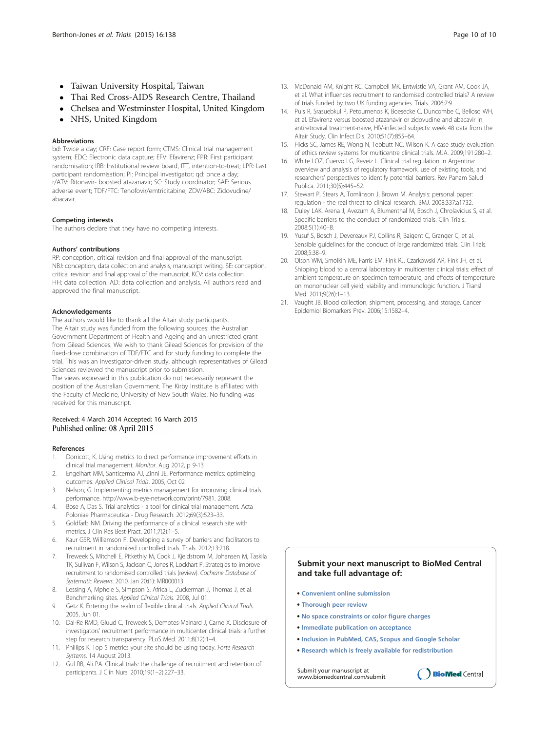- Taiwan University Hospital, Taiwan
- Thai Red Cross-AIDS Research Centre, Thailand
- Chelsea and Westminster Hospital, United Kingdom
- NHS, United Kingdom

#### Abbreviations

bd: Twice a day; CRF: Case report form; CTMS: Clinical trial management system; EDC: Electronic data capture; EFV: Efavirenz; FPR: First participant randomisation; IRB: Institutional review board, ITT, intention-to-treat; LPR: Last participant randomisation; PI: Principal investigator; qd: once a day; r/ATV: Ritonavir- boosted atazanavir; SC: Study coordinator; SAE: Serious adverse event; TDF/FTC: Tenofovir/emtricitabine; ZDV/ABC: Zidovudine/abacavir.

#### Competing interests

The authors declare that they have no competing interests.

#### Authors' contributions

RP: conception, critical revision and final approval of the manuscript. NBJ: conception, data collection and analysis, manuscript writing. SE: conception, critical revision and final approval of the manuscript. KCV: data collection. HH: data collection. AD: data collection and analysis. All authors read and approved the final manuscript.

#### Acknowledgements

The authors would like to thank all the Altair study participants.
The Altair study was funded from the following sources: the Australian Government Department of Health and Ageing and an unrestricted grant from Gilead Sciences. We wish to thank Gilead Sciences for provision of the fixed-dose combination of TDF/FTC and for study funding to complete the trial. This was an investigator-driven study, although representatives of Gilead Sciences reviewed the manuscript prior to submission.
The views expressed in this publication do not necessarily represent the position of the Australian Government. The Kirby Institute is affiliated with the Faculty of Medicine, University of New South Wales. No funding was received for this manuscript.

Received: 4 March 2014 Accepted: 16 March 2015
Published online: 08 April 2015

#### References

1. Dorricott, K. Using metrics to direct performance improvement efforts in clinical trial management. *Monitor*. Aug 2012, p 9-13
2. Engelhart MM, Santicerma AJ, Zinni JE. Performance metrics: optimizing outcomes. *Applied Clinical Trials*. 2005, Oct 02
3. Nelson, G. Implementing metrics management for improving clinical trials performance. http://www.b-eye-network.com/print/7981. 2008.
4. Bose A, Das S. Trial analytics - a tool for clinical trial management. Acta Poloniae Pharmaceutica - Drug Research. 2012;69(3):523–33.
5. Goldfarb NM. Driving the performance of a clinical research site with metrics. J Clin Res Best Pract. 2011;7(2):1–5.
6. Kaur GSR, Williamson P. Developing a survey of barriers and facilitators to recruitment in randomized controlled trials. Trials. 2012;13:218.
7. Treweek S, Mitchell E, Pitkethly M, Cook J, Kjeldstrom M, Johansen M, Taskila TK, Sullivan F, Wilson S, Jackson C, Jones R, Lockhart P. Strategies to improve recruitment to randomised controlled trials (review). *Cochrane Database of Systematic Reviews*. 2010, Jan 20;(1): MR000013
8. Lessing A, Mphele S, Simpson S, Africa L, Zuckerman J, Thomas J, et al. Benchmarking sites. *Applied Clinical Trials*. 2008, Jul 01.
9. Getz K. Entering the realm of flexible clinical trials. *Applied Clinical Trials*. 2005, Jun 01.
10. Dal-Re RMD, Gluud C, Treweek S, Demotes-Mainard J, Carne X. Disclosure of investigators' recruitment performance in multicenter clinical trials: a further step for research transparency. PLoS Med. 2011;8(12):1–4.
11. Phillips K. Top 5 metrics your site should be using today. *Forte Research Systems*. 14 August 2013.
12. Gul RB, Ali PA. Clinical trials: the challenge of recruitment and retention of participants. J Clin Nurs. 2010;19(1–2):227–33.
13. McDonald AM, Knight RC, Campbell MK, Entwistle VA, Grant AM, Cook JA, et al. What influences recruitment to randomised controlled trials? A review of trials funded by two UK funding agencies. Trials. 2006;7:9.
14. Puls R, Srasuebkul P, Petoumenos K, Boesecke C, Duncombe C, Belloso WH, et al. Efavirenz versus boosted atazanavir or zidovudine and abacavir in antiretroviral treatment-naive, HIV-infected subjects: week 48 data from the Altair Study. Clin Infect Dis. 2010;51(7):855–64.
15. Hicks SC, James RE, Wong N, Tebbutt NC, Wilson K. A case study evaluation of ethics review systems for multicentre clinical trials. MJA. 2009;191:280–2.
16. White LOZ, Cuervo LG, Reveiz L. Clinical trial regulation in Argentina: overview and analysis of regulatory framework, use of existing tools, and researchers' perspectives to identify potential barriers. Rev Panam Salud Publica. 2011;30(5):445–52.
17. Stewart P, Stears A, Tomlinson J, Brown M. Analysis: personal paper: regulation - the real threat to clinical research. BMJ. 2008;337:a1732.
18. Duley LAK, Arena J, Avezum A, Blumenthal M, Bosch J, Chrolavicius S, et al. Specific barriers to the conduct of randomized trials. Clin Trials. 2008;5(1):40–8.
19. Yusuf S, Bosch J, Devereaux PJ, Collins R, Baigent C, Granger C, et al. Sensible guidelines for the conduct of large randomized trials. Clin Trials. 2008;5:38–9.
20. Olson WM, Smolkin ME, Farris EM, Fink RJ, Czarkowski AR, Fink JH, et al. Shipping blood to a central laboratory in multicenter clinical trials: effect of ambient temperature on specimen temperature, and effects of temperature on mononuclear cell yield, viability and immunologic function. J Transl Med. 2011;9(26):1–13.
21. Vaught JB. Blood collection, shipment, processing, and storage. Cancer Epidemiol Biomarkers Prev. 2006;15:1582–4.

**Submit your next manuscript to BioMed Central and take full advantage of:**

- **Convenient online submission**
- **Thorough peer review**
- **No space constraints or color figure charges**
- **Immediate publication on acceptance**
- **Inclusion in PubMed, CAS, Scopus and Google Scholar**
- **Research which is freely available for redistribution**

Submit your manuscript at
www.biomedcentral.com/submit

BioMed Central